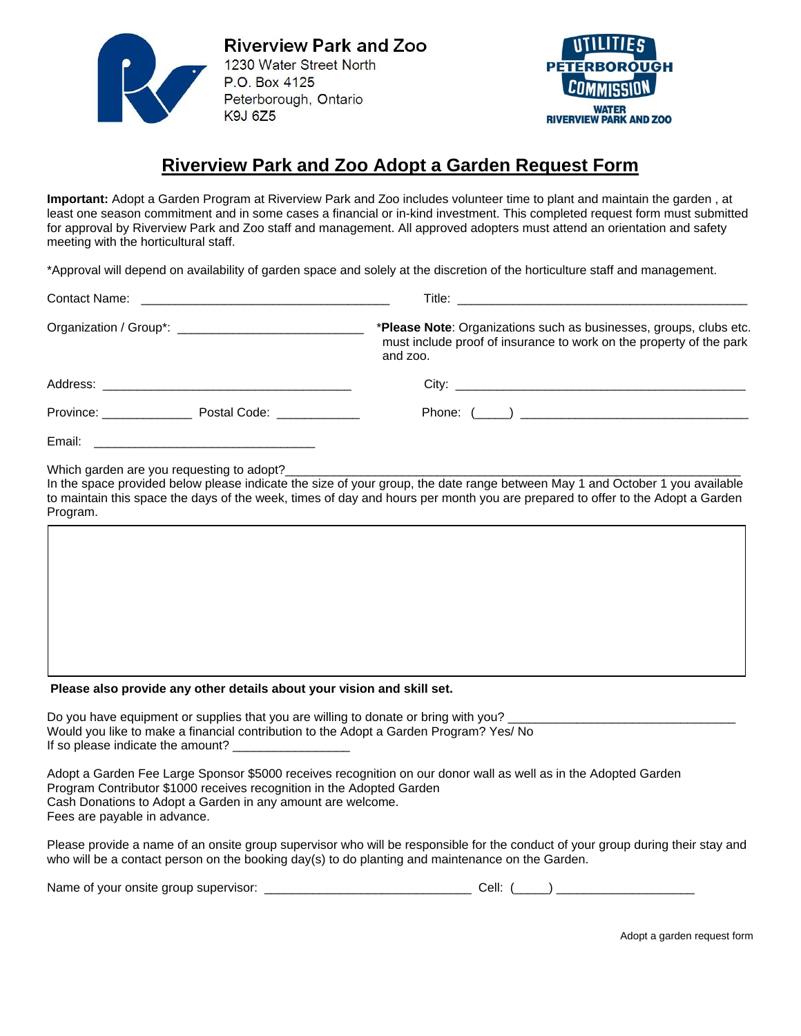**Riverview Park and Zoo**
1230 Water Street North
P.O. Box 4125
Peterborough, Ontario
K9J 6Z5

UTILITIES PETERBOROUGH COMMISSION
WATER
RIVERVIEW PARK AND ZOO

# Riverview Park and Zoo Adopt a Garden Request Form

**Important:** Adopt a Garden Program at Riverview Park and Zoo includes volunteer time to plant and maintain the garden , at least one season commitment and in some cases a financial or in-kind investment. This completed request form must submitted for approval by Riverview Park and Zoo staff and management. All approved adopters must attend an orientation and safety meeting with the horticultural staff.

*Approval will depend on availability of garden space and solely at the discretion of the horticulture staff and management.

Contact Name: ___________________________________ Title: _________________________________________

Organization / Group*: __________________________

*__Please Note__: Organizations such as businesses, groups, clubs etc. must include proof of insurance to work on the property of the park and zoo.

Address: ___________________________________ City: _________________________________________

Province: _____________ Postal Code: ____________ Phone: (_____) _________________________________

Email: _______________________________

Which garden are you requesting to adopt?_________________________________________________________________

In the space provided below please indicate the size of your group, the date range between May 1 and October 1 you available to maintain this space the days of the week, times of day and hours per month you are prepared to offer to the Adopt a Garden Program.

**Please also provide any other details about your vision and skill set.**

Do you have equipment or supplies that you are willing to donate or bring with you? _________________________________
Would you like to make a financial contribution to the Adopt a Garden Program? Yes/ No
If so please indicate the amount? ________________

Adopt a Garden Fee Large Sponsor $5000 receives recognition on our donor wall as well as in the Adopted Garden
Program Contributor $1000 receives recognition in the Adopted Garden
Cash Donations to Adopt a Garden in any amount are welcome.
Fees are payable in advance.

Please provide a name of an onsite group supervisor who will be responsible for the conduct of your group during their stay and who will be a contact person on the booking day(s) to do planting and maintenance on the Garden.

Name of your onsite group supervisor: ______________________________ Cell: (_____) ____________________

Adopt a garden request form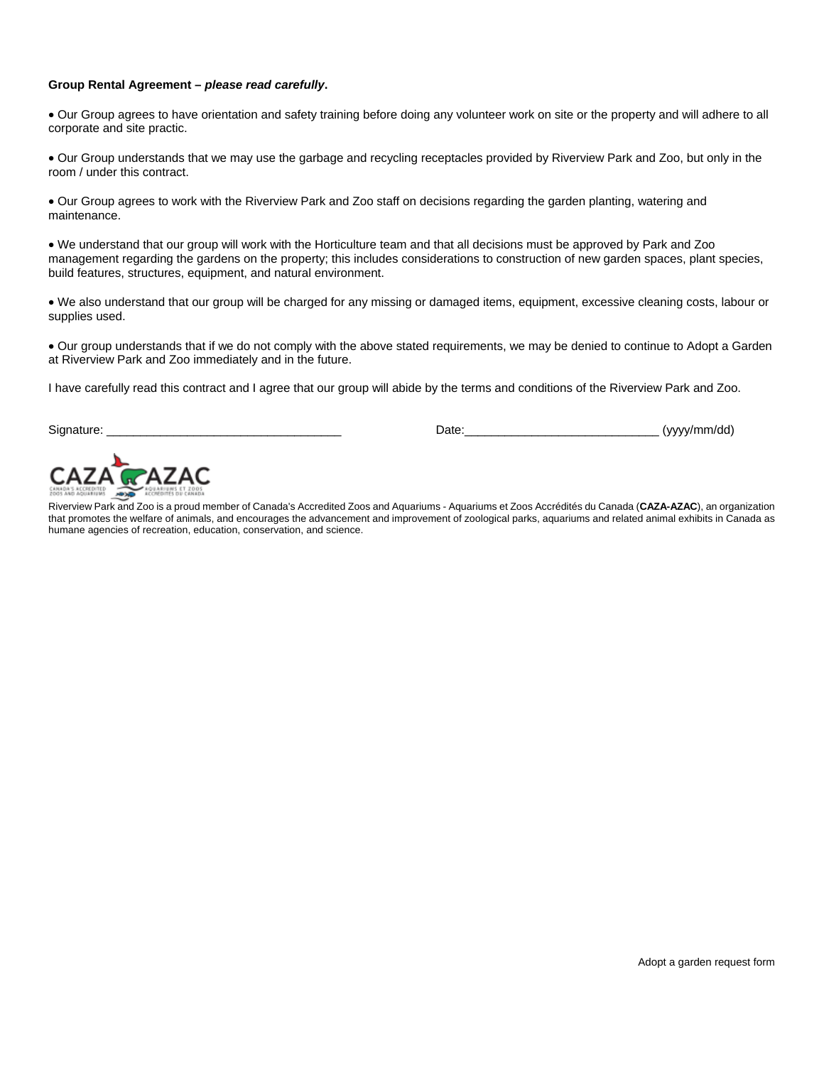**Group Rental Agreement –** ***please read carefully*****.**

• Our Group agrees to have orientation and safety training before doing any volunteer work on site or the property and will adhere to all corporate and site practic.

• Our Group understands that we may use the garbage and recycling receptacles provided by Riverview Park and Zoo, but only in the room / under this contract.

• Our Group agrees to work with the Riverview Park and Zoo staff on decisions regarding the garden planting, watering and maintenance.

• We understand that our group will work with the Horticulture team and that all decisions must be approved by Park and Zoo management regarding the gardens on the property; this includes considerations to construction of new garden spaces, plant species, build features, structures, equipment, and natural environment.

• We also understand that our group will be charged for any missing or damaged items, equipment, excessive cleaning costs, labour or supplies used.

• Our group understands that if we do not comply with the above stated requirements, we may be denied to continue to Adopt a Garden at Riverview Park and Zoo immediately and in the future.

I have carefully read this contract and I agree that our group will abide by the terms and conditions of the Riverview Park and Zoo.

Signature: ___________________________________ Date:____________________________ (yyyy/mm/dd)

CAZA AZAC
CANADA'S ACCREDITED ZOOS AND AQUARIUMS AQUARIUMS ET ZOOS ACCRÉDITÉS DU CANADA

Riverview Park and Zoo is a proud member of Canada's Accredited Zoos and Aquariums - Aquariums et Zoos Accrédités du Canada (**CAZA-AZAC**), an organization that promotes the welfare of animals, and encourages the advancement and improvement of zoological parks, aquariums and related animal exhibits in Canada as humane agencies of recreation, education, conservation, and science.